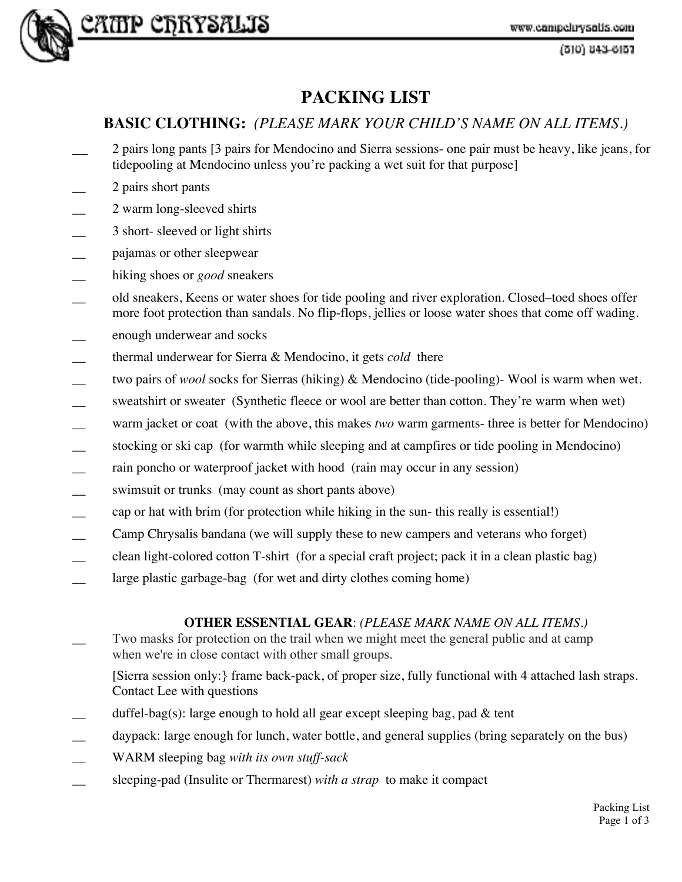CAMP CHRYSALIS

www.campchrysalis.com

(510) 843-6157

# PACKING LIST

## BASIC CLOTHING: *(PLEASE MARK YOUR CHILD'S NAME ON ALL ITEMS.)*

- __ 2 pairs long pants [3 pairs for Mendocino and Sierra sessions- one pair must be heavy, like jeans, for tidepooling at Mendocino unless you're packing a wet suit for that purpose]
- __ 2 pairs short pants
- __ 2 warm long-sleeved shirts
- __ 3 short- sleeved or light shirts
- __ pajamas or other sleepwear
- __ hiking shoes or *good* sneakers
- __ old sneakers, Keens or water shoes for tide pooling and river exploration. Closed–toed shoes offer more foot protection than sandals. No flip-flops, jellies or loose water shoes that come off wading.
- __ enough underwear and socks
- __ thermal underwear for Sierra & Mendocino, it gets *cold* there
- __ two pairs of *wool* socks for Sierras (hiking) & Mendocino (tide-pooling)- Wool is warm when wet.
- __ sweatshirt or sweater (Synthetic fleece or wool are better than cotton. They're warm when wet)
- __ warm jacket or coat (with the above, this makes *two* warm garments- three is better for Mendocino)
- __ stocking or ski cap (for warmth while sleeping and at campfires or tide pooling in Mendocino)
- __ rain poncho or waterproof jacket with hood (rain may occur in any session)
- __ swimsuit or trunks (may count as short pants above)
- __ cap or hat with brim (for protection while hiking in the sun- this really is essential!)
- __ Camp Chrysalis bandana (we will supply these to new campers and veterans who forget)
- __ clean light-colored cotton T-shirt (for a special craft project; pack it in a clean plastic bag)
- __ large plastic garbage-bag (for wet and dirty clothes coming home)

### OTHER ESSENTIAL GEAR: *(PLEASE MARK NAME ON ALL ITEMS.)*

- __ Two masks for protection on the trail when we might meet the general public and at camp when we're in close contact with other small groups.

  [Sierra session only:} frame back-pack, of proper size, fully functional with 4 attached lash straps. Contact Lee with questions
- __ duffel-bag(s): large enough to hold all gear except sleeping bag, pad & tent
- __ daypack: large enough for lunch, water bottle, and general supplies (bring separately on the bus)
- __ WARM sleeping bag *with its own stuff-sack*
- __ sleeping-pad (Insulite or Thermarest) *with a strap* to make it compact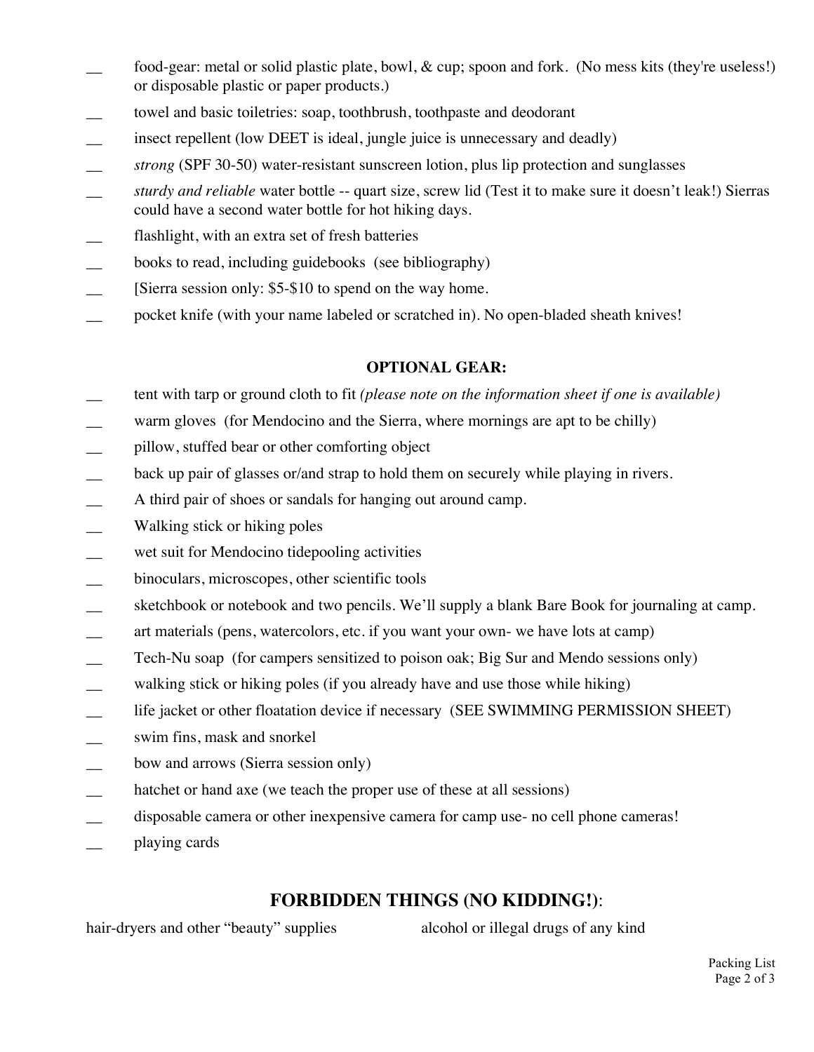- __ food-gear: metal or solid plastic plate, bowl, & cup; spoon and fork. (No mess kits (they're useless!) or disposable plastic or paper products.)
- __ towel and basic toiletries: soap, toothbrush, toothpaste and deodorant
- __ insect repellent (low DEET is ideal, jungle juice is unnecessary and deadly)
- __ *strong* (SPF 30-50) water-resistant sunscreen lotion, plus lip protection and sunglasses
- __ *sturdy and reliable* water bottle -- quart size, screw lid (Test it to make sure it doesn't leak!) Sierras could have a second water bottle for hot hiking days.
- __ flashlight, with an extra set of fresh batteries
- __ books to read, including guidebooks (see bibliography)
- __ [Sierra session only: $5-$10 to spend on the way home.
- __ pocket knife (with your name labeled or scratched in). No open-bladed sheath knives!

**OPTIONAL GEAR:**

- __ tent with tarp or ground cloth to fit *(please note on the information sheet if one is available)*
- __ warm gloves (for Mendocino and the Sierra, where mornings are apt to be chilly)
- __ pillow, stuffed bear or other comforting object
- __ back up pair of glasses or/and strap to hold them on securely while playing in rivers.
- __ A third pair of shoes or sandals for hanging out around camp.
- __ Walking stick or hiking poles
- __ wet suit for Mendocino tidepooling activities
- __ binoculars, microscopes, other scientific tools
- __ sketchbook or notebook and two pencils. We'll supply a blank Bare Book for journaling at camp.
- __ art materials (pens, watercolors, etc. if you want your own- we have lots at camp)
- __ Tech-Nu soap (for campers sensitized to poison oak; Big Sur and Mendo sessions only)
- __ walking stick or hiking poles (if you already have and use those while hiking)
- __ life jacket or other floatation device if necessary (SEE SWIMMING PERMISSION SHEET)
- __ swim fins, mask and snorkel
- __ bow and arrows (Sierra session only)
- __ hatchet or hand axe (we teach the proper use of these at all sessions)
- __ disposable camera or other inexpensive camera for camp use- no cell phone cameras!
- __ playing cards

## FORBIDDEN THINGS (NO KIDDING!):

hair-dryers and other "beauty" supplies

alcohol or illegal drugs of any kind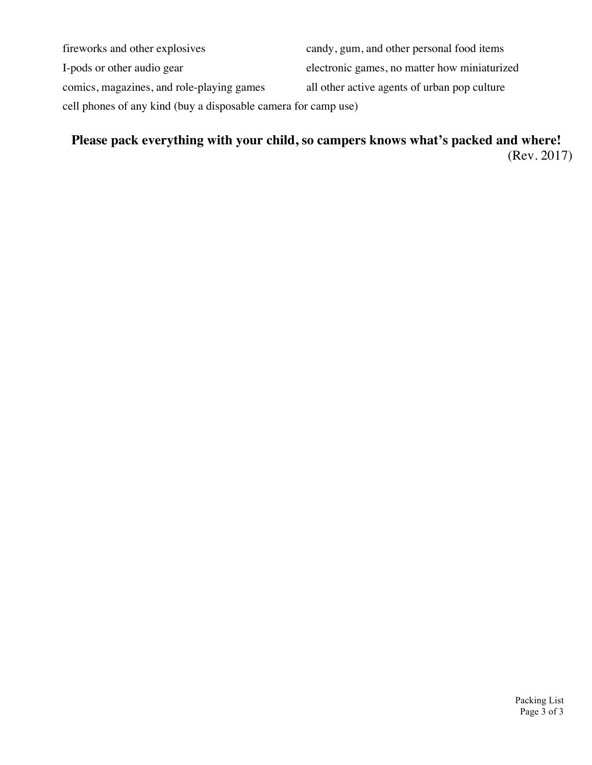fireworks and other explosives

candy, gum, and other personal food items

I-pods or other audio gear

electronic games, no matter how miniaturized

comics, magazines, and role-playing games

all other active agents of urban pop culture

cell phones of any kind (buy a disposable camera for camp use)

**Please pack everything with your child, so campers knows what's packed and where!**

(Rev. 2017)